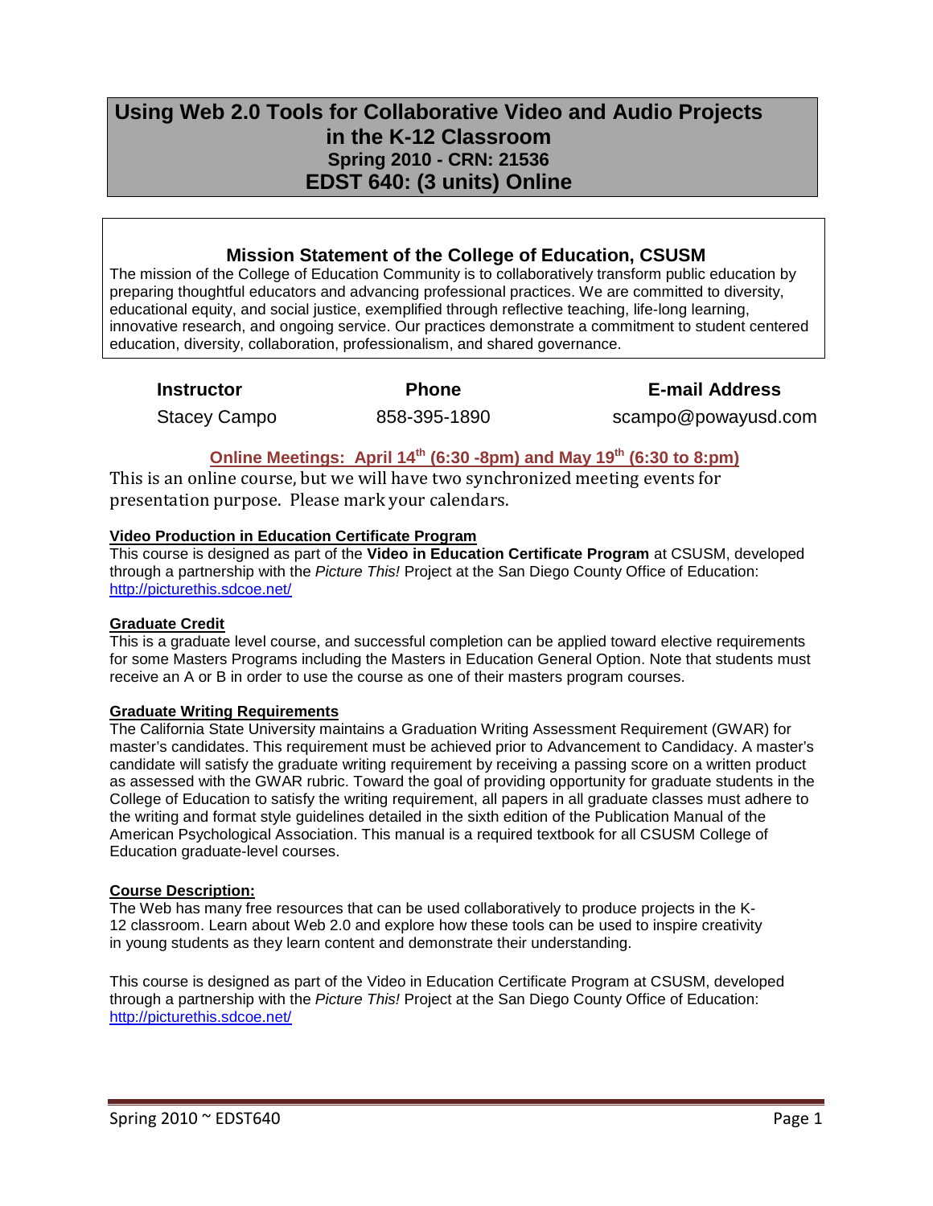# Using Web 2.0 Tools for Collaborative Video and Audio Projects in the K-12 Classroom

## Spring 2010 - CRN: 21536

## EDST 640: (3 units) Online

### Mission Statement of the College of Education, CSUSM

The mission of the College of Education Community is to collaboratively transform public education by preparing thoughtful educators and advancing professional practices. We are committed to diversity, educational equity, and social justice, exemplified through reflective teaching, life-long learning, innovative research, and ongoing service. Our practices demonstrate a commitment to student centered education, diversity, collaboration, professionalism, and shared governance.

| Instructor | Phone | E-mail Address |
| --- | --- | --- |
| Stacey Campo | 858-395-1890 | scampo@powayusd.com |

**Online Meetings: April 14th (6:30 -8pm) and May 19th (6:30 to 8:pm)**

This is an online course, but we will have two synchronized meeting events for presentation purpose. Please mark your calendars.

**Video Production in Education Certificate Program**

This course is designed as part of the **Video in Education Certificate Program** at CSUSM, developed through a partnership with the *Picture This!* Project at the San Diego County Office of Education: http://picturethis.sdcoe.net/

**Graduate Credit**

This is a graduate level course, and successful completion can be applied toward elective requirements for some Masters Programs including the Masters in Education General Option. Note that students must receive an A or B in order to use the course as one of their masters program courses.

**Graduate Writing Requirements**

The California State University maintains a Graduation Writing Assessment Requirement (GWAR) for master's candidates. This requirement must be achieved prior to Advancement to Candidacy. A master's candidate will satisfy the graduate writing requirement by receiving a passing score on a written product as assessed with the GWAR rubric. Toward the goal of providing opportunity for graduate students in the College of Education to satisfy the writing requirement, all papers in all graduate classes must adhere to the writing and format style guidelines detailed in the sixth edition of the Publication Manual of the American Psychological Association. This manual is a required textbook for all CSUSM College of Education graduate-level courses.

**Course Description:**

The Web has many free resources that can be used collaboratively to produce projects in the K-12 classroom. Learn about Web 2.0 and explore how these tools can be used to inspire creativity in young students as they learn content and demonstrate their understanding.

This course is designed as part of the Video in Education Certificate Program at CSUSM, developed through a partnership with the *Picture This!* Project at the San Diego County Office of Education: http://picturethis.sdcoe.net/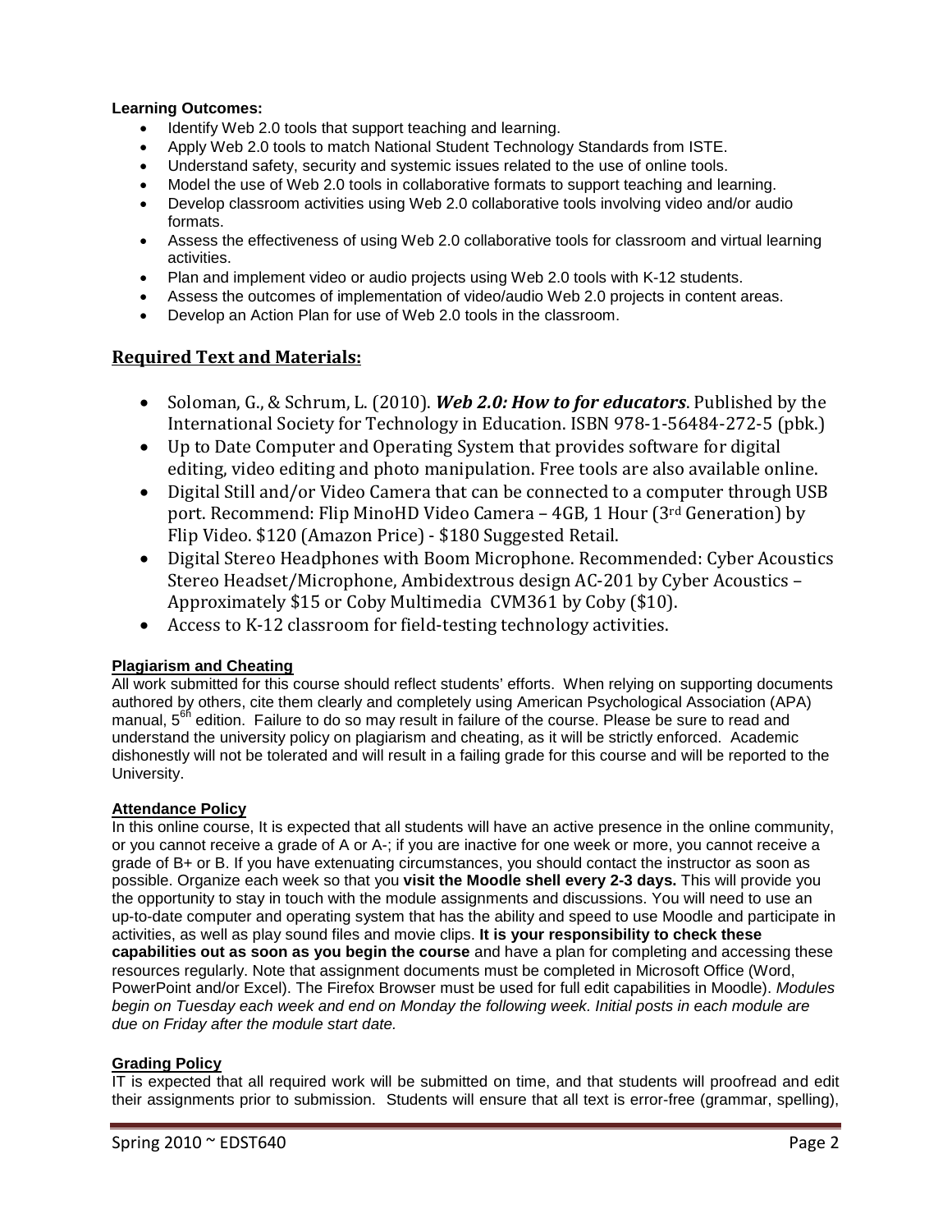**Learning Outcomes:**

- Identify Web 2.0 tools that support teaching and learning.
- Apply Web 2.0 tools to match National Student Technology Standards from ISTE.
- Understand safety, security and systemic issues related to the use of online tools.
- Model the use of Web 2.0 tools in collaborative formats to support teaching and learning.
- Develop classroom activities using Web 2.0 collaborative tools involving video and/or audio formats.
- Assess the effectiveness of using Web 2.0 collaborative tools for classroom and virtual learning activities.
- Plan and implement video or audio projects using Web 2.0 tools with K-12 students.
- Assess the outcomes of implementation of video/audio Web 2.0 projects in content areas.
- Develop an Action Plan for use of Web 2.0 tools in the classroom.

## Required Text and Materials:

- Soloman, G., & Schrum, L. (2010). ***Web 2.0: How to for educators***. Published by the International Society for Technology in Education. ISBN 978-1-56484-272-5 (pbk.)
- Up to Date Computer and Operating System that provides software for digital editing, video editing and photo manipulation. Free tools are also available online.
- Digital Still and/or Video Camera that can be connected to a computer through USB port. Recommend: Flip MinoHD Video Camera – 4GB, 1 Hour (3rd Generation) by Flip Video. $120 (Amazon Price) - $180 Suggested Retail.
- Digital Stereo Headphones with Boom Microphone. Recommended: Cyber Acoustics Stereo Headset/Microphone, Ambidextrous design AC-201 by Cyber Acoustics – Approximately $15 or Coby Multimedia CVM361 by Coby ($10).
- Access to K-12 classroom for field-testing technology activities.

**Plagiarism and Cheating**

All work submitted for this course should reflect students' efforts. When relying on supporting documents authored by others, cite them clearly and completely using American Psychological Association (APA) manual, 5th edition. Failure to do so may result in failure of the course. Please be sure to read and understand the university policy on plagiarism and cheating, as it will be strictly enforced. Academic dishonestly will not be tolerated and will result in a failing grade for this course and will be reported to the University.

**Attendance Policy**

In this online course, It is expected that all students will have an active presence in the online community, or you cannot receive a grade of A or A-; if you are inactive for one week or more, you cannot receive a grade of B+ or B. If you have extenuating circumstances, you should contact the instructor as soon as possible. Organize each week so that you **visit the Moodle shell every 2-3 days.** This will provide you the opportunity to stay in touch with the module assignments and discussions. You will need to use an up-to-date computer and operating system that has the ability and speed to use Moodle and participate in activities, as well as play sound files and movie clips. **It is your responsibility to check these capabilities out as soon as you begin the course** and have a plan for completing and accessing these resources regularly. Note that assignment documents must be completed in Microsoft Office (Word, PowerPoint and/or Excel). The Firefox Browser must be used for full edit capabilities in Moodle). *Modules begin on Tuesday each week and end on Monday the following week. Initial posts in each module are due on Friday after the module start date.*

**Grading Policy**

IT is expected that all required work will be submitted on time, and that students will proofread and edit their assignments prior to submission. Students will ensure that all text is error-free (grammar, spelling),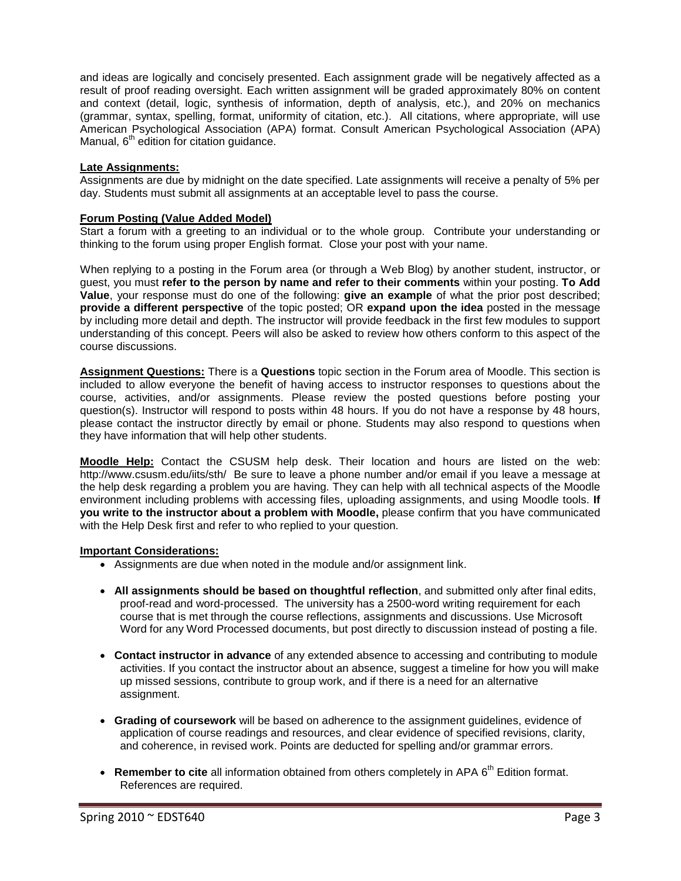and ideas are logically and concisely presented. Each assignment grade will be negatively affected as a result of proof reading oversight. Each written assignment will be graded approximately 80% on content and context (detail, logic, synthesis of information, depth of analysis, etc.), and 20% on mechanics (grammar, syntax, spelling, format, uniformity of citation, etc.). All citations, where appropriate, will use American Psychological Association (APA) format. Consult American Psychological Association (APA) Manual, 6th edition for citation guidance.

**Late Assignments:**

Assignments are due by midnight on the date specified. Late assignments will receive a penalty of 5% per day. Students must submit all assignments at an acceptable level to pass the course.

**Forum Posting (Value Added Model)**

Start a forum with a greeting to an individual or to the whole group. Contribute your understanding or thinking to the forum using proper English format. Close your post with your name.

When replying to a posting in the Forum area (or through a Web Blog) by another student, instructor, or guest, you must **refer to the person by name and refer to their comments** within your posting. **To Add Value**, your response must do one of the following: **give an example** of what the prior post described; **provide a different perspective** of the topic posted; OR **expand upon the idea** posted in the message by including more detail and depth. The instructor will provide feedback in the first few modules to support understanding of this concept. Peers will also be asked to review how others conform to this aspect of the course discussions.

**Assignment Questions:** There is a **Questions** topic section in the Forum area of Moodle. This section is included to allow everyone the benefit of having access to instructor responses to questions about the course, activities, and/or assignments. Please review the posted questions before posting your question(s). Instructor will respond to posts within 48 hours. If you do not have a response by 48 hours, please contact the instructor directly by email or phone. Students may also respond to questions when they have information that will help other students.

**Moodle Help:** Contact the CSUSM help desk. Their location and hours are listed on the web: http://www.csusm.edu/iits/sth/ Be sure to leave a phone number and/or email if you leave a message at the help desk regarding a problem you are having. They can help with all technical aspects of the Moodle environment including problems with accessing files, uploading assignments, and using Moodle tools. **If you write to the instructor about a problem with Moodle,** please confirm that you have communicated with the Help Desk first and refer to who replied to your question.

**Important Considerations:**

- Assignments are due when noted in the module and/or assignment link.
- **All assignments should be based on thoughtful reflection**, and submitted only after final edits, proof-read and word-processed. The university has a 2500-word writing requirement for each course that is met through the course reflections, assignments and discussions. Use Microsoft Word for any Word Processed documents, but post directly to discussion instead of posting a file.
- **Contact instructor in advance** of any extended absence to accessing and contributing to module activities. If you contact the instructor about an absence, suggest a timeline for how you will make up missed sessions, contribute to group work, and if there is a need for an alternative assignment.
- **Grading of coursework** will be based on adherence to the assignment guidelines, evidence of application of course readings and resources, and clear evidence of specified revisions, clarity, and coherence, in revised work. Points are deducted for spelling and/or grammar errors.
- **Remember to cite** all information obtained from others completely in APA 6th Edition format. References are required.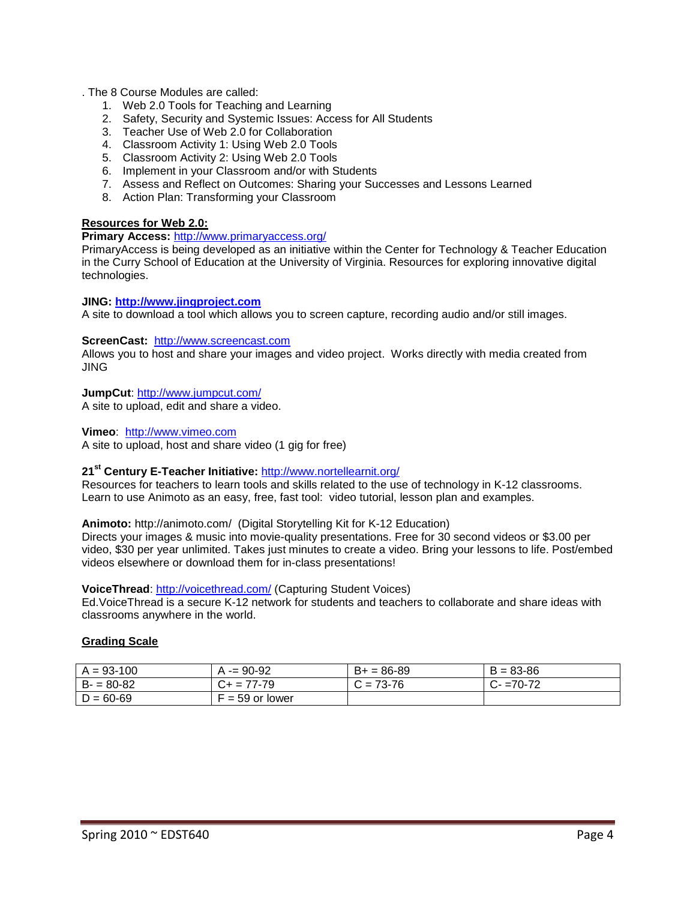. The 8 Course Modules are called:

1. Web 2.0 Tools for Teaching and Learning
2. Safety, Security and Systemic Issues: Access for All Students
3. Teacher Use of Web 2.0 for Collaboration
4. Classroom Activity 1: Using Web 2.0 Tools
5. Classroom Activity 2: Using Web 2.0 Tools
6. Implement in your Classroom and/or with Students
7. Assess and Reflect on Outcomes: Sharing your Successes and Lessons Learned
8. Action Plan: Transforming your Classroom

**Resources for Web 2.0:**

**Primary Access:** http://www.primaryaccess.org/
PrimaryAccess is being developed as an initiative within the Center for Technology & Teacher Education in the Curry School of Education at the University of Virginia. Resources for exploring innovative digital technologies.

**JING: http://www.jingproject.com**
A site to download a tool which allows you to screen capture, recording audio and/or still images.

**ScreenCast:** http://www.screencast.com
Allows you to host and share your images and video project. Works directly with media created from JING

**JumpCut**: http://www.jumpcut.com/
A site to upload, edit and share a video.

**Vimeo**: http://www.vimeo.com
A site to upload, host and share video (1 gig for free)

**21st Century E-Teacher Initiative:** http://www.nortellearnit.org/
Resources for teachers to learn tools and skills related to the use of technology in K-12 classrooms. Learn to use Animoto as an easy, free, fast tool: video tutorial, lesson plan and examples.

**Animoto:** http://animoto.com/ (Digital Storytelling Kit for K-12 Education)
Directs your images & music into movie-quality presentations. Free for 30 second videos or $3.00 per video, $30 per year unlimited. Takes just minutes to create a video. Bring your lessons to life. Post/embed videos elsewhere or download them for in-class presentations!

**VoiceThread**: http://voicethread.com/ (Capturing Student Voices)
Ed.VoiceThread is a secure K-12 network for students and teachers to collaborate and share ideas with classrooms anywhere in the world.

**Grading Scale**

| A = 93-100 | A -= 90-92 | B+ = 86-89 | B = 83-86 |
|---|---|---|---|
| B- = 80-82 | C+ = 77-79 | C = 73-76 | C- =70-72 |
| D = 60-69 | F = 59 or lower | | |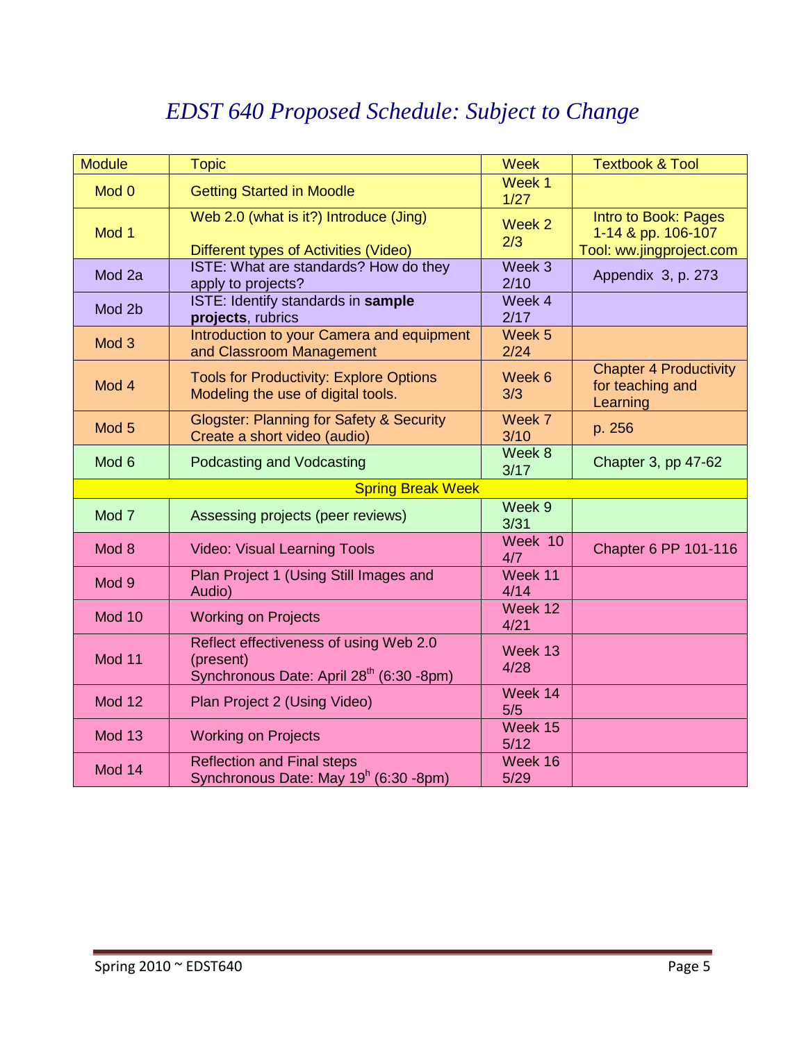# *EDST 640 Proposed Schedule: Subject to Change*

| Module | Topic | Week | Textbook & Tool |
|---|---|---|---|
| Mod 0 | Getting Started in Moodle | Week 1 1/27 | |
| Mod 1 | Web 2.0 (what is it?) Introduce (Jing) Different types of Activities (Video) | Week 2 2/3 | Intro to Book: Pages 1-14 & pp. 106-107 Tool: ww.jingproject.com |
| Mod 2a | ISTE: What are standards? How do they apply to projects? | Week 3 2/10 | Appendix 3, p. 273 |
| Mod 2b | ISTE: Identify standards in **sample projects**, rubrics | Week 4 2/17 | |
| Mod 3 | Introduction to your Camera and equipment and Classroom Management | Week 5 2/24 | |
| Mod 4 | Tools for Productivity: Explore Options Modeling the use of digital tools. | Week 6 3/3 | Chapter 4 Productivity for teaching and Learning |
| Mod 5 | Glogster: Planning for Safety & Security Create a short video (audio) | Week 7 3/10 | p. 256 |
| Mod 6 | Podcasting and Vodcasting | Week 8 3/17 | Chapter 3, pp 47-62 |
| Spring Break Week | | | |
| Mod 7 | Assessing projects (peer reviews) | Week 9 3/31 | |
| Mod 8 | Video: Visual Learning Tools | Week 10 4/7 | Chapter 6 PP 101-116 |
| Mod 9 | Plan Project 1 (Using Still Images and Audio) | Week 11 4/14 | |
| Mod 10 | Working on Projects | Week 12 4/21 | |
| Mod 11 | Reflect effectiveness of using Web 2.0 (present) Synchronous Date: April 28th (6:30 -8pm) | Week 13 4/28 | |
| Mod 12 | Plan Project 2 (Using Video) | Week 14 5/5 | |
| Mod 13 | Working on Projects | Week 15 5/12 | |
| Mod 14 | Reflection and Final steps Synchronous Date: May 19h (6:30 -8pm) | Week 16 5/29 | |